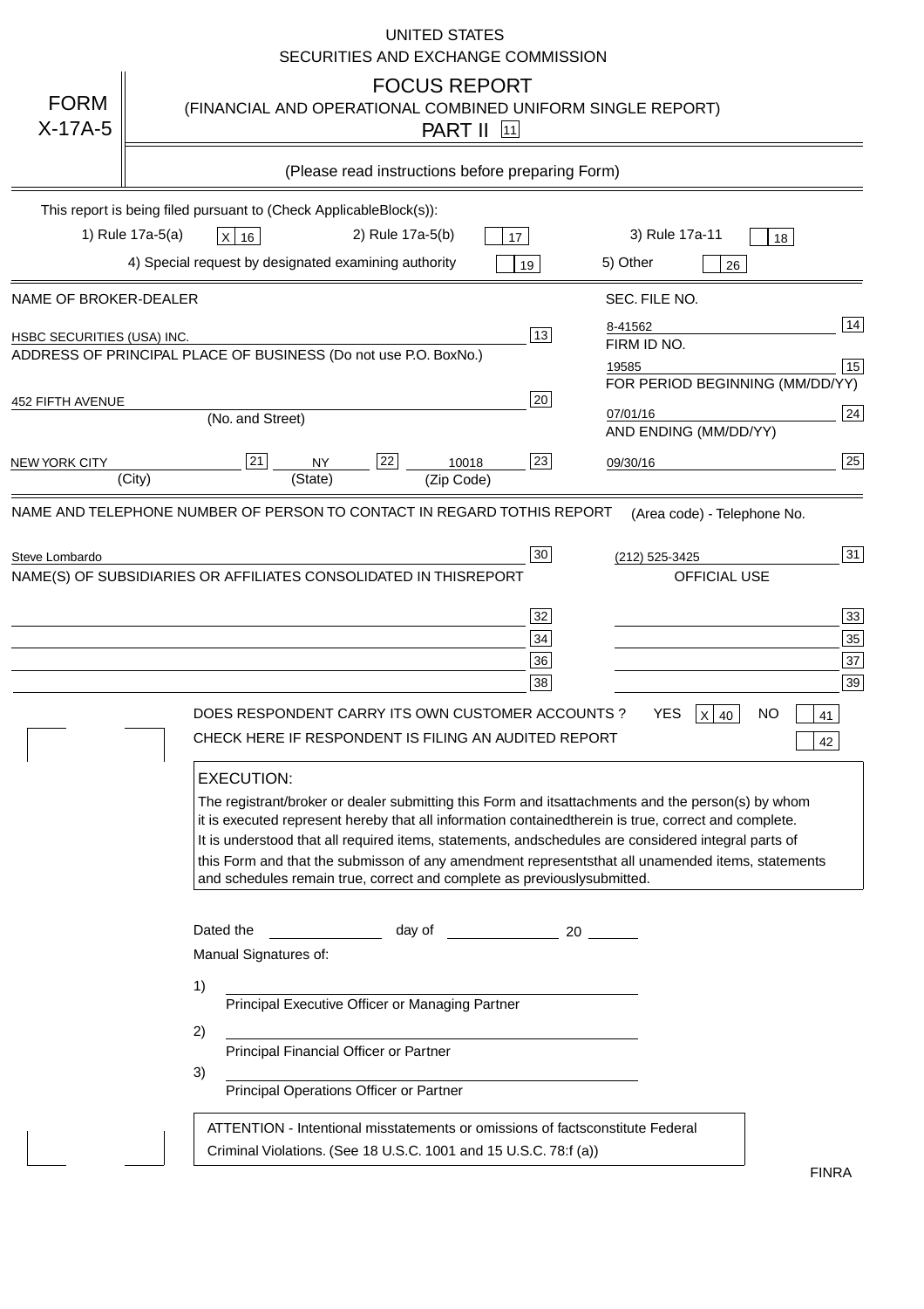UNITED STATES
SECURITIES AND EXCHANGE COMMISSION

FORM X-17A-5

# FOCUS REPORT

(FINANCIAL AND OPERATIONAL COMBINED UNIFORM SINGLE REPORT)

PART II [11]

(Please read instructions before preparing Form)

This report is being filed pursuant to (Check Applicable Block(s)):

1) Rule 17a-5(a) [X] 16 2) Rule 17a-5(b) [ ] 17 3) Rule 17a-11 [ ] 18

4) Special request by designated examining authority [ ] 19 5) Other [ ] 26

| NAME OF BROKER-DEALER | | SEC. FILE NO. | |
|---|---|---|---|
| HSBC SECURITIES (USA) INC. | 13 | 8-41562 | 14 |
| ADDRESS OF PRINCIPAL PLACE OF BUSINESS (Do not use P.O. Box No.) | | FIRM ID NO. | |
| | | 19585 | 15 |
| 452 FIFTH AVENUE (No. and Street) | 20 | FOR PERIOD BEGINNING (MM/DD/YY) 07/01/16 | 24 |
| NEW YORK CITY (City) [21] NY (State) [22] 10018 (Zip Code) | 23 | AND ENDING (MM/DD/YY) 09/30/16 | 25 |

NAME AND TELEPHONE NUMBER OF PERSON TO CONTACT IN REGARD TO THIS REPORT (Area code) - Telephone No.

Steve Lombardo [30] (212) 525-3425 [31]

NAME(S) OF SUBSIDIARIES OR AFFILIATES CONSOLIDATED IN THIS REPORT — OFFICIAL USE

| | | | |
|---|---|---|---|
| | 32 | | 33 |
| | 34 | | 35 |
| | 36 | | 37 |
| | 38 | | 39 |

DOES RESPONDENT CARRY ITS OWN CUSTOMER ACCOUNTS ? YES [X] 40 NO [ ] 41

CHECK HERE IF RESPONDENT IS FILING AN AUDITED REPORT [ ] 42

**EXECUTION:**

The registrant/broker or dealer submitting this Form and its attachments and the person(s) by whom it is executed represent hereby that all information contained therein is true, correct and complete. It is understood that all required items, statements, and schedules are considered integral parts of this Form and that the submisson of any amendment represents that all unamended items, statements and schedules remain true, correct and complete as previously submitted.

Dated the ______________ day of ______________ 20 ______

Manual Signatures of:

1) ________________________________
Principal Executive Officer or Managing Partner

2) ________________________________
Principal Financial Officer or Partner

3) ________________________________
Principal Operations Officer or Partner

ATTENTION - Intentional misstatements or omissions of facts constitute Federal Criminal Violations. (See 18 U.S.C. 1001 and 15 U.S.C. 78:f (a))

FINRA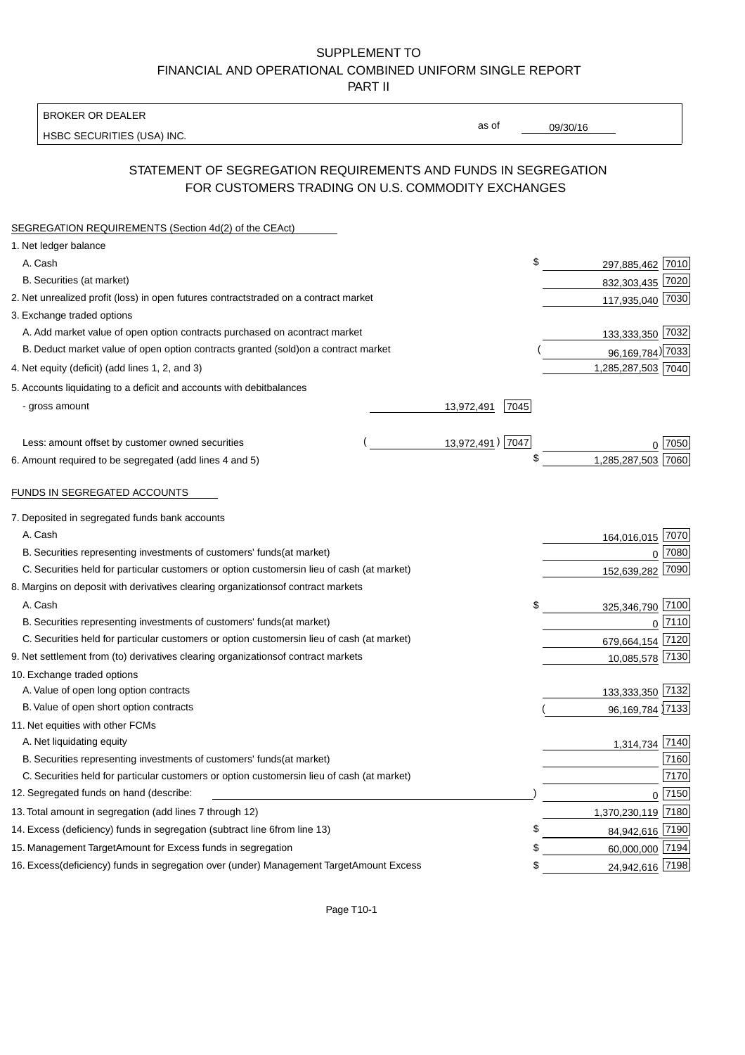SUPPLEMENT TO
FINANCIAL AND OPERATIONAL COMBINED UNIFORM SINGLE REPORT
PART II

BROKER OR DEALER
HSBC SECURITIES (USA) INC.

as of 09/30/16

## STATEMENT OF SEGREGATION REQUIREMENTS AND FUNDS IN SEGREGATION FOR CUSTOMERS TRADING ON U.S. COMMODITY EXCHANGES

SEGREGATION REQUIREMENTS (Section 4d(2) of the CEAct)

| Item | | | Amount | Code |
|---|---|---|---|---|
| 1. Net ledger balance | | | | |
| A. Cash | | | $ 297,885,462 | 7010 |
| B. Securities (at market) | | | 832,303,435 | 7020 |
| 2. Net unrealized profit (loss) in open futures contracts traded on a contract market | | | 117,935,040 | 7030 |
| 3. Exchange traded options | | | | |
| A. Add market value of open option contracts purchased on a contract market | | | 133,333,350 | 7032 |
| B. Deduct market value of open option contracts granted (sold) on a contract market | | | (96,169,784) | 7033 |
| 4. Net equity (deficit) (add lines 1, 2, and 3) | | | 1,285,287,503 | 7040 |
| 5. Accounts liquidating to a deficit and accounts with debit balances | | | | |
| - gross amount | 13,972,491 | 7045 | | |
| Less: amount offset by customer owned securities | (13,972,491) | 7047 | 0 | 7050 |
| 6. Amount required to be segregated (add lines 4 and 5) | | | $ 1,285,287,503 | 7060 |

FUNDS IN SEGREGATED ACCOUNTS

| Item | Amount | Code |
|---|---|---|
| 7. Deposited in segregated funds bank accounts | | |
| A. Cash | 164,016,015 | 7070 |
| B. Securities representing investments of customers' funds (at market) | 0 | 7080 |
| C. Securities held for particular customers or option customers in lieu of cash (at market) | 152,639,282 | 7090 |
| 8. Margins on deposit with derivatives clearing organizations of contract markets | | |
| A. Cash | $ 325,346,790 | 7100 |
| B. Securities representing investments of customers' funds (at market) | 0 | 7110 |
| C. Securities held for particular customers or option customers in lieu of cash (at market) | 679,664,154 | 7120 |
| 9. Net settlement from (to) derivatives clearing organizations of contract markets | 10,085,578 | 7130 |
| 10. Exchange traded options | | |
| A. Value of open long option contracts | 133,333,350 | 7132 |
| B. Value of open short option contracts | (96,169,784) | 7133 |
| 11. Net equities with other FCMs | | |
| A. Net liquidating equity | 1,314,734 | 7140 |
| B. Securities representing investments of customers' funds (at market) | | 7160 |
| C. Securities held for particular customers or option customers in lieu of cash (at market) | | 7170 |
| 12. Segregated funds on hand (describe: ) | 0 | 7150 |
| 13. Total amount in segregation (add lines 7 through 12) | 1,370,230,119 | 7180 |
| 14. Excess (deficiency) funds in segregation (subtract line 6 from line 13) | $ 84,942,616 | 7190 |
| 15. Management Target Amount for Excess funds in segregation | $ 60,000,000 | 7194 |
| 16. Excess (deficiency) funds in segregation over (under) Management Target Amount Excess | $ 24,942,616 | 7198 |

Page T10-1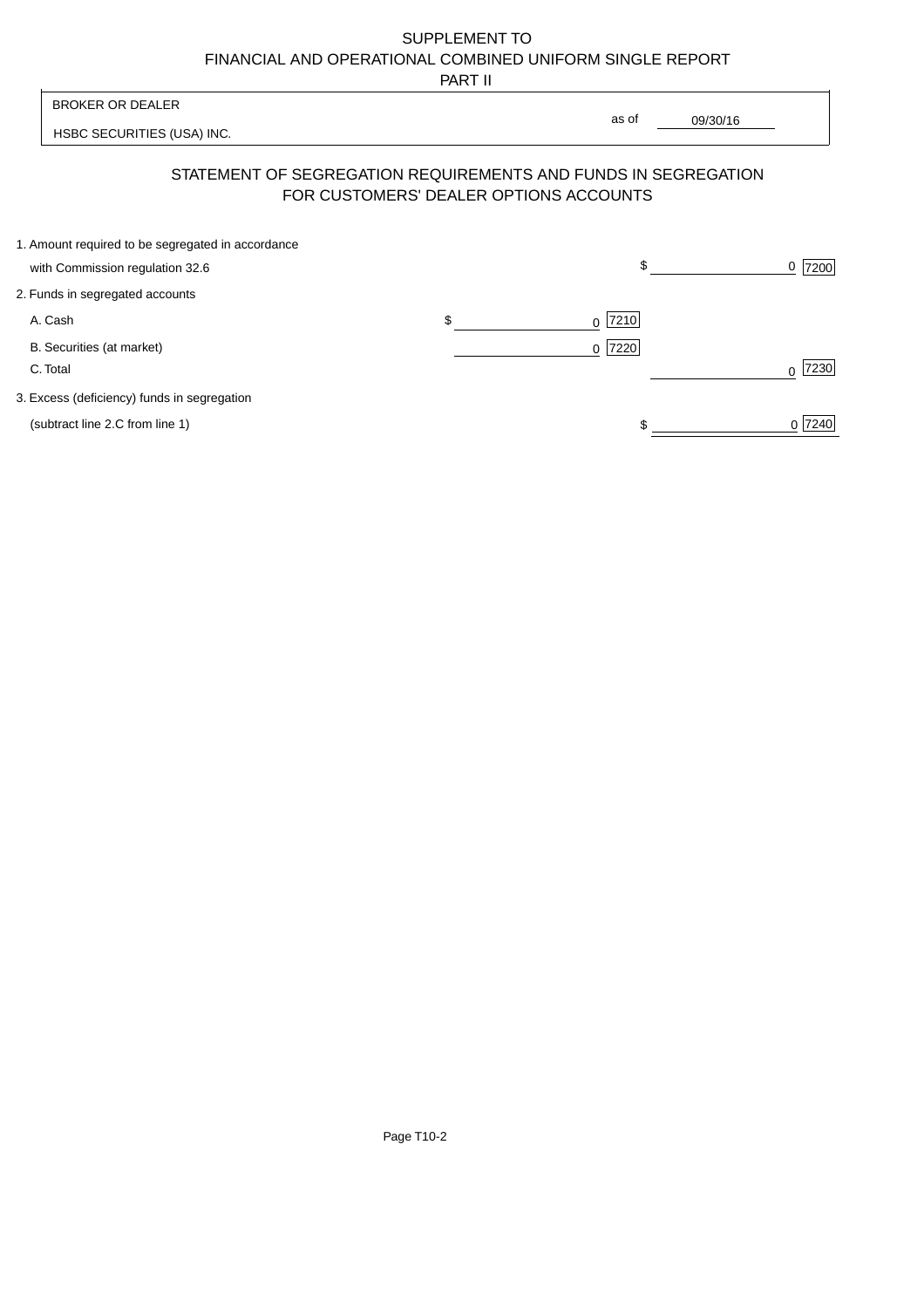SUPPLEMENT TO
FINANCIAL AND OPERATIONAL COMBINED UNIFORM SINGLE REPORT
PART II

BROKER OR DEALER

HSBC SECURITIES (USA) INC.

as of 09/30/16

## STATEMENT OF SEGREGATION REQUIREMENTS AND FUNDS IN SEGREGATION FOR CUSTOMERS' DEALER OPTIONS ACCOUNTS

| | | |
|---|---|---|
| 1. Amount required to be segregated in accordance with Commission regulation 32.6 | | $ 0 [7200] |
| 2. Funds in segregated accounts | | |
| A. Cash | $ 0 [7210] | |
| B. Securities (at market) | 0 [7220] | |
| C. Total | | 0 [7230] |
| 3. Excess (deficiency) funds in segregation (subtract line 2.C from line 1) | | $ 0 [7240] |

Page T10-2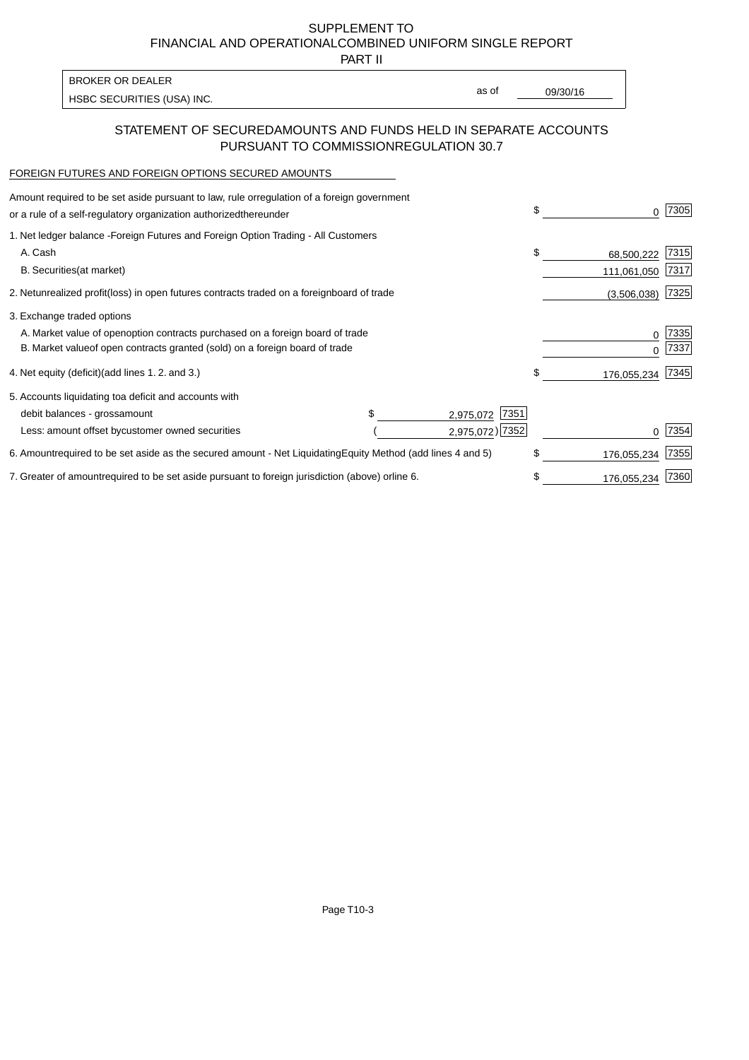SUPPLEMENT TO
FINANCIAL AND OPERATIONAL COMBINED UNIFORM SINGLE REPORT
PART II

| BROKER OR DEALER | | |
|---|---|---|
| HSBC SECURITIES (USA) INC. | as of | 09/30/16 |

## STATEMENT OF SECURED AMOUNTS AND FUNDS HELD IN SEPARATE ACCOUNTS PURSUANT TO COMMISSION REGULATION 30.7

FOREIGN FUTURES AND FOREIGN OPTIONS SECURED AMOUNTS

| | | | | |
|---|---|---|---|---|
| Amount required to be set aside pursuant to law, rule or regulation of a foreign government or a rule of a self-regulatory organization authorized thereunder | | | $ 0 | 7305 |
| 1. Net ledger balance - Foreign Futures and Foreign Option Trading - All Customers | | | | |
| A. Cash | | | $ 68,500,222 | 7315 |
| B. Securities (at market) | | | 111,061,050 | 7317 |
| 2. Net unrealized profit (loss) in open futures contracts traded on a foreign board of trade | | | (3,506,038) | 7325 |
| 3. Exchange traded options | | | | |
| A. Market value of open option contracts purchased on a foreign board of trade | | | 0 | 7335 |
| B. Market value of open contracts granted (sold) on a foreign board of trade | | | 0 | 7337 |
| 4. Net equity (deficit) (add lines 1. 2. and 3.) | | | $ 176,055,234 | 7345 |
| 5. Accounts liquidating to a deficit and accounts with debit balances - gross amount | $ 2,975,072 | 7351 | | |
| Less: amount offset by customer owned securities | (2,975,072) | 7352 | 0 | 7354 |
| 6. Amount required to be set aside as the secured amount - Net Liquidating Equity Method (add lines 4 and 5) | | | $ 176,055,234 | 7355 |
| 7. Greater of amount required to be set aside pursuant to foreign jurisdiction (above) or line 6. | | | $ 176,055,234 | 7360 |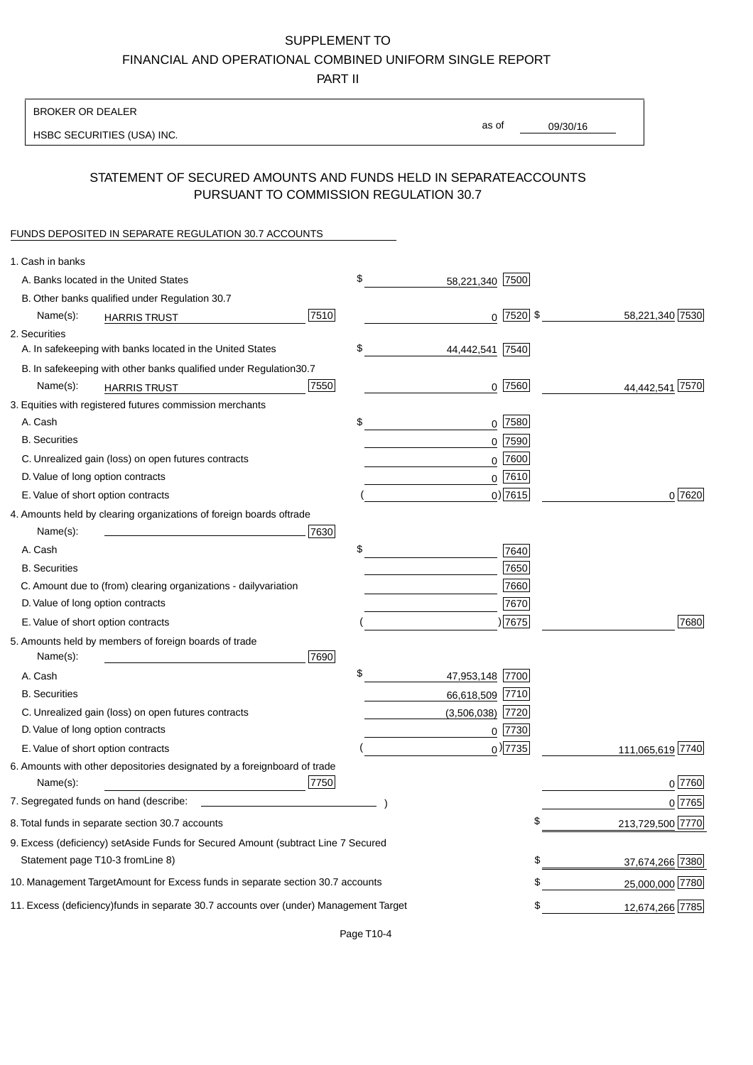SUPPLEMENT TO

FINANCIAL AND OPERATIONAL COMBINED UNIFORM SINGLE REPORT

PART II

BROKER OR DEALER

HSBC SECURITIES (USA) INC.

as of 09/30/16

## STATEMENT OF SECURED AMOUNTS AND FUNDS HELD IN SEPARATE ACCOUNTS PURSUANT TO COMMISSION REGULATION 30.7

FUNDS DEPOSITED IN SEPARATE REGULATION 30.7 ACCOUNTS

| | | | |
|---|---|---|---|
| 1. Cash in banks | | | |
| A. Banks located in the United States | | $ 58,221,340 [7500] | |
| B. Other banks qualified under Regulation 30.7 | | | |
| Name(s): HARRIS TRUST | [7510] | 0 [7520] | $ 58,221,340 [7530] |
| 2. Securities | | | |
| A. In safekeeping with banks located in the United States | | $ 44,442,541 [7540] | |
| B. In safekeeping with other banks qualified under Regulation 30.7 | | | |
| Name(s): HARRIS TRUST | [7550] | 0 [7560] | 44,442,541 [7570] |
| 3. Equities with registered futures commission merchants | | | |
| A. Cash | | $ 0 [7580] | |
| B. Securities | | 0 [7590] | |
| C. Unrealized gain (loss) on open futures contracts | | 0 [7600] | |
| D. Value of long option contracts | | 0 [7610] | |
| E. Value of short option contracts | | ( 0) [7615] | 0 [7620] |
| 4. Amounts held by clearing organizations of foreign boards of trade | | | |
| Name(s): | [7630] | | |
| A. Cash | | $ [7640] | |
| B. Securities | | [7650] | |
| C. Amount due to (from) clearing organizations - daily variation | | [7660] | |
| D. Value of long option contracts | | [7670] | |
| E. Value of short option contracts | | ( ) [7675] | [7680] |
| 5. Amounts held by members of foreign boards of trade | | | |
| Name(s): | [7690] | | |
| A. Cash | | $ 47,953,148 [7700] | |
| B. Securities | | 66,618,509 [7710] | |
| C. Unrealized gain (loss) on open futures contracts | | (3,506,038) [7720] | |
| D. Value of long option contracts | | 0 [7730] | |
| E. Value of short option contracts | | ( 0) [7735] | 111,065,619 [7740] |
| 6. Amounts with other depositories designated by a foreign board of trade | | | |
| Name(s): | [7750] | | 0 [7760] |
| 7. Segregated funds on hand (describe: ) | | | 0 [7765] |
| 8. Total funds in separate section 30.7 accounts | | | $ 213,729,500 [7770] |
| 9. Excess (deficiency) set Aside Funds for Secured Amount (subtract Line 7 Secured Statement page T10-3 from Line 8) | | | $ 37,674,266 [7380] |
| 10. Management Target Amount for Excess funds in separate section 30.7 accounts | | | $ 25,000,000 [7780] |
| 11. Excess (deficiency) funds in separate 30.7 accounts over (under) Management Target | | | $ 12,674,266 [7785] |

Page T10-4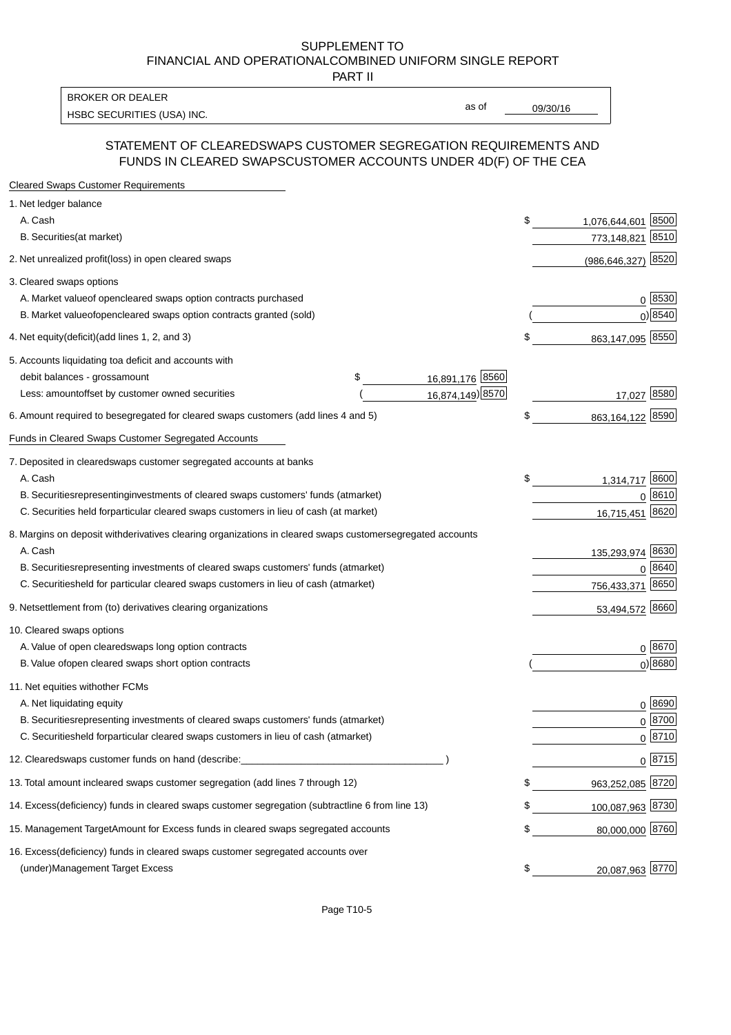SUPPLEMENT TO
FINANCIAL AND OPERATIONAL COMBINED UNIFORM SINGLE REPORT
PART II

BROKER OR DEALER
HSBC SECURITIES (USA) INC.

as of 09/30/16

## STATEMENT OF CLEARED SWAPS CUSTOMER SEGREGATION REQUIREMENTS AND FUNDS IN CLEARED SWAPS CUSTOMER ACCOUNTS UNDER 4D(F) OF THE CEA

**Cleared Swaps Customer Requirements**

| | | | | |
|---|---|---|---|---|
| 1. Net ledger balance | | | | |
| A. Cash | | | $ 1,076,644,601 | 8500 |
| B. Securities (at market) | | | 773,148,821 | 8510 |
| 2. Net unrealized profit (loss) in open cleared swaps | | | (986,646,327) | 8520 |
| 3. Cleared swaps options | | | | |
| A. Market value of open cleared swaps option contracts purchased | | | 0 | 8530 |
| B. Market value of open cleared swaps option contracts granted (sold) | | | ( 0) | 8540 |
| 4. Net equity (deficit) (add lines 1, 2, and 3) | | | $ 863,147,095 | 8550 |
| 5. Accounts liquidating to a deficit and accounts with debit balances - gross amount | $ 16,891,176 | 8560 | | |
| Less: amount offset by customer owned securities | ( 16,874,149) | 8570 | 17,027 | 8580 |
| 6. Amount required to be segregated for cleared swaps customers (add lines 4 and 5) | | | $ 863,164,122 | 8590 |

**Funds in Cleared Swaps Customer Segregated Accounts**

| | | |
|---|---|---|
| 7. Deposited in cleared swaps customer segregated accounts at banks | | |
| A. Cash | $ 1,314,717 | 8600 |
| B. Securities representing investments of cleared swaps customers' funds (at market) | 0 | 8610 |
| C. Securities held for particular cleared swaps customers in lieu of cash (at market) | 16,715,451 | 8620 |
| 8. Margins on deposit with derivatives clearing organizations in cleared swaps customer segregated accounts | | |
| A. Cash | 135,293,974 | 8630 |
| B. Securities representing investments of cleared swaps customers' funds (at market) | 0 | 8640 |
| C. Securities held for particular cleared swaps customers in lieu of cash (at market) | 756,433,371 | 8650 |
| 9. Net settlement from (to) derivatives clearing organizations | 53,494,572 | 8660 |
| 10. Cleared swaps options | | |
| A. Value of open cleared swaps long option contracts | 0 | 8670 |
| B. Value of open cleared swaps short option contracts | ( 0) | 8680 |
| 11. Net equities with other FCMs | | |
| A. Net liquidating equity | 0 | 8690 |
| B. Securities representing investments of cleared swaps customers' funds (at market) | 0 | 8700 |
| C. Securities held for particular cleared swaps customers in lieu of cash (at market) | 0 | 8710 |
| 12. Cleared swaps customer funds on hand (describe: ___________________ ) | 0 | 8715 |
| 13. Total amount in cleared swaps customer segregation (add lines 7 through 12) | $ 963,252,085 | 8720 |
| 14. Excess (deficiency) funds in cleared swaps customer segregation (subtract line 6 from line 13) | $ 100,087,963 | 8730 |
| 15. Management Target Amount for Excess funds in cleared swaps segregated accounts | $ 80,000,000 | 8760 |
| 16. Excess (deficiency) funds in cleared swaps customer segregated accounts over (under) Management Target Excess | $ 20,087,963 | 8770 |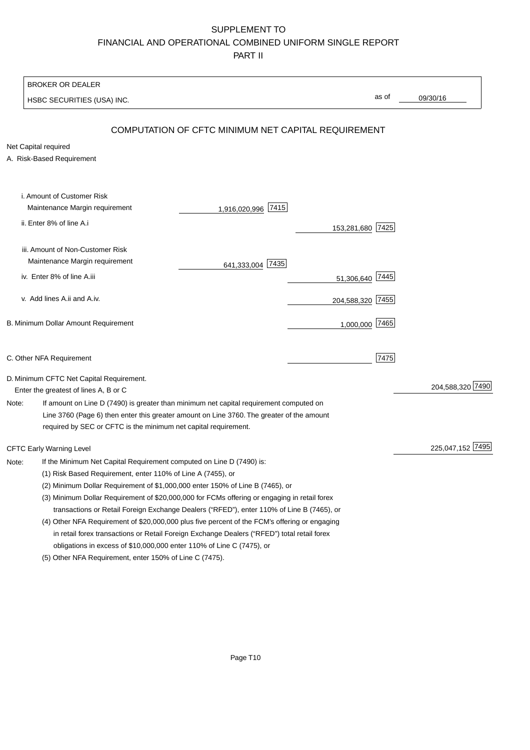# SUPPLEMENT TO
# FINANCIAL AND OPERATIONAL COMBINED UNIFORM SINGLE REPORT
## PART II

BROKER OR DEALER

HSBC SECURITIES (USA) INC.

as of 09/30/16

## COMPUTATION OF CFTC MINIMUM NET CAPITAL REQUIREMENT

Net Capital required

A. Risk-Based Requirement

| | | | |
|---|---|---|---|
| i. Amount of Customer Risk Maintenance Margin requirement | 1,916,020,996 [7415] | | |
| ii. Enter 8% of line A.i | | 153,281,680 [7425] | |
| iii. Amount of Non-Customer Risk Maintenance Margin requirement | 641,333,004 [7435] | | |
| iv. Enter 8% of line A.iii | | 51,306,640 [7445] | |
| v. Add lines A.ii and A.iv. | | 204,588,320 [7455] | |
| B. Minimum Dollar Amount Requirement | | 1,000,000 [7465] | |
| C. Other NFA Requirement | | [7475] | |
| D. Minimum CFTC Net Capital Requirement. Enter the greatest of lines A, B or C | | | 204,588,320 [7490] |

Note: If amount on Line D (7490) is greater than minimum net capital requirement computed on Line 3760 (Page 6) then enter this greater amount on Line 3760. The greater of the amount required by SEC or CFTC is the minimum net capital requirement.

CFTC Early Warning Level 225,047,152 [7495]

Note: If the Minimum Net Capital Requirement computed on Line D (7490) is:

(1) Risk Based Requirement, enter 110% of Line A (7455), or

(2) Minimum Dollar Requirement of $1,000,000 enter 150% of Line B (7465), or

(3) Minimum Dollar Requirement of $20,000,000 for FCMs offering or engaging in retail forex transactions or Retail Foreign Exchange Dealers ("RFED"), enter 110% of Line B (7465), or

(4) Other NFA Requirement of $20,000,000 plus five percent of the FCM's offering or engaging in retail forex transactions or Retail Foreign Exchange Dealers ("RFED") total retail forex obligations in excess of $10,000,000 enter 110% of Line C (7475), or

(5) Other NFA Requirement, enter 150% of Line C (7475).